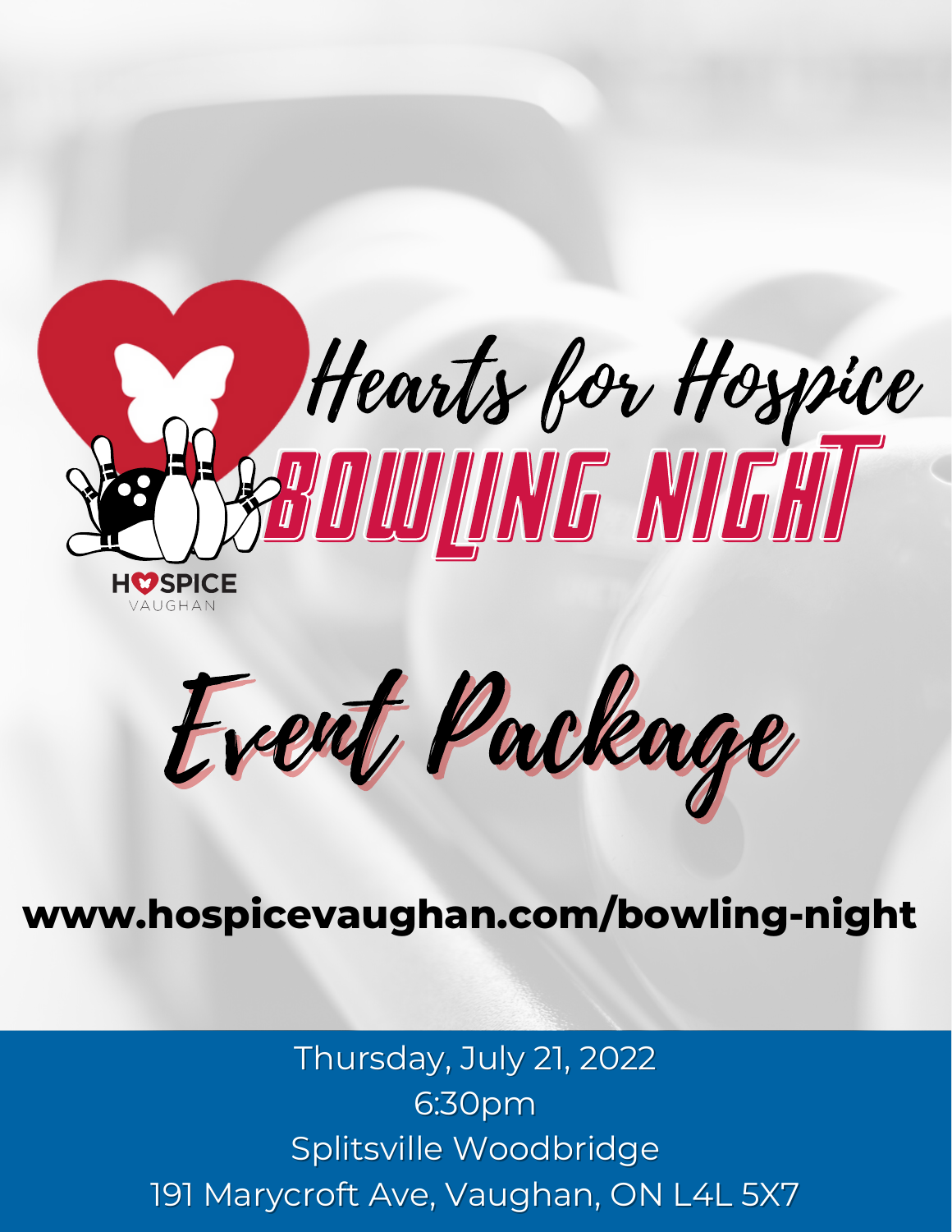# Hearts for Hospice Bowling Night

HOSPICE VAUGHAN

## Event Package

**www.hospicevaughan.com/bowling-night**

Thursday, July 21, 2022
6:30pm
Splitsville Woodbridge
191 Marycroft Ave, Vaughan, ON L4L 5X7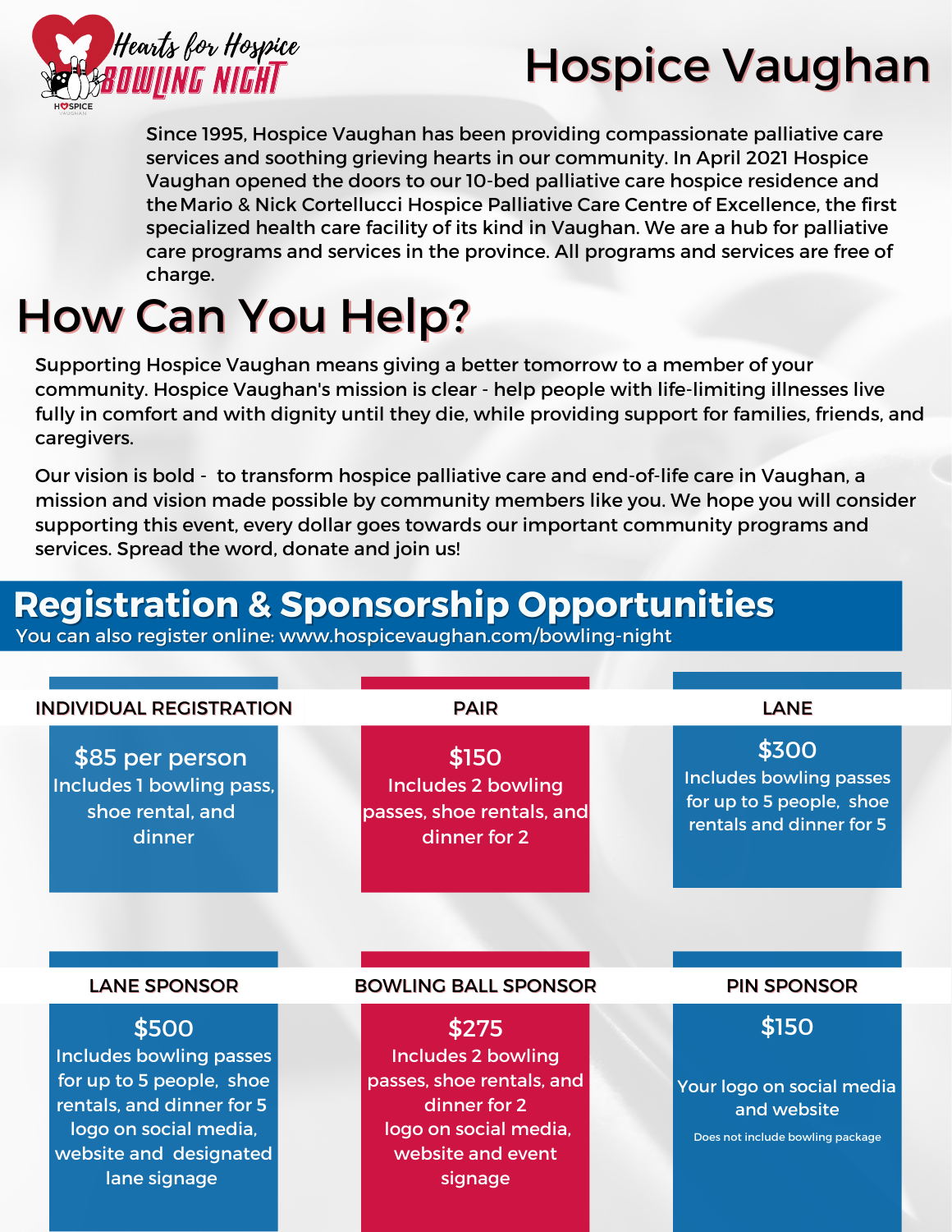Hearts for Hospice BOWLING NIGHT

# Hospice Vaughan

Since 1995, Hospice Vaughan has been providing compassionate palliative care services and soothing grieving hearts in our community. In April 2021 Hospice Vaughan opened the doors to our 10-bed palliative care hospice residence and the Mario & Nick Cortellucci Hospice Palliative Care Centre of Excellence, the first specialized health care facility of its kind in Vaughan. We are a hub for palliative care programs and services in the province. All programs and services are free of charge.

# How Can You Help?

Supporting Hospice Vaughan means giving a better tomorrow to a member of your community. Hospice Vaughan's mission is clear - help people with life-limiting illnesses live fully in comfort and with dignity until they die, while providing support for families, friends, and caregivers.

Our vision is bold - to transform hospice palliative care and end-of-life care in Vaughan, a mission and vision made possible by community members like you. We hope you will consider supporting this event, every dollar goes towards our important community programs and services. Spread the word, donate and join us!

## Registration & Sponsorship Opportunities

You can also register online: www.hospicevaughan.com/bowling-night

### INDIVIDUAL REGISTRATION

**$85 per person**
Includes 1 bowling pass, shoe rental, and dinner

### PAIR

**$150**
Includes 2 bowling passes, shoe rentals, and dinner for 2

### LANE

**$300**
Includes bowling passes for up to 5 people, shoe rentals and dinner for 5

### LANE SPONSOR

**$500**
Includes bowling passes for up to 5 people, shoe rentals, and dinner for 5
logo on social media, website and designated lane signage

### BOWLING BALL SPONSOR

**$275**
Includes 2 bowling passes, shoe rentals, and dinner for 2
logo on social media, website and event signage

### PIN SPONSOR

**$150**

Your logo on social media and website

Does not include bowling package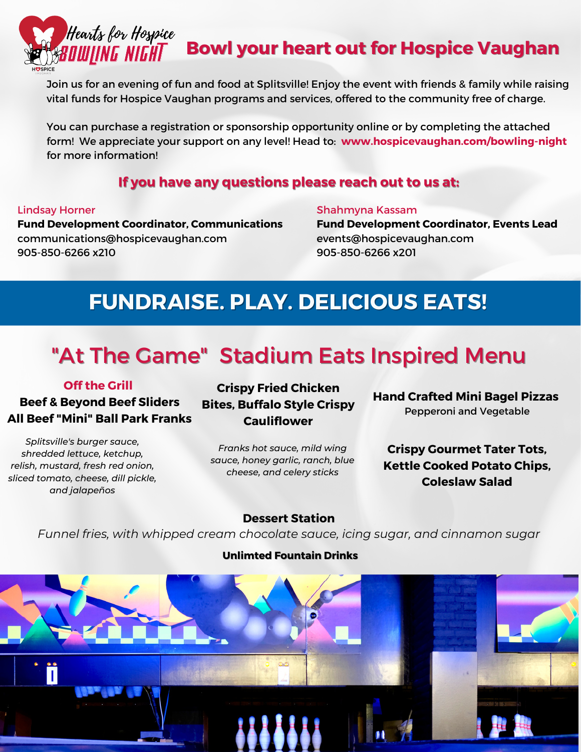Hearts for Hospice
BOWLING NIGHT

# Bowl your heart out for Hospice Vaughan

Join us for an evening of fun and food at Splitsville! Enjoy the event with friends & family while raising vital funds for Hospice Vaughan programs and services, offered to the community free of charge.

You can purchase a registration or sponsorship opportunity online or by completing the attached form! We appreciate your support on any level! Head to: **www.hospicevaughan.com/bowling-night** for more information!

### If you have any questions please reach out to us at:

Lindsay Horner
**Fund Development Coordinator, Communications**
communications@hospicevaughan.com
905-850-6266 x210

Shahmyna Kassam
**Fund Development Coordinator, Events Lead**
events@hospicevaughan.com
905-850-6266 x201

## FUNDRAISE. PLAY. DELICIOUS EATS!

## "At The Game" Stadium Eats Inspired Menu

**Off the Grill**

**Beef & Beyond Beef Sliders**
**All Beef "Mini" Ball Park Franks**

*Splitsville's burger sauce, shredded lettuce, ketchup, relish, mustard, fresh red onion, sliced tomato, cheese, dill pickle, and jalapeños*

**Crispy Fried Chicken Bites, Buffalo Style Crispy Cauliflower**

*Franks hot sauce, mild wing sauce, honey garlic, ranch, blue cheese, and celery sticks*

**Hand Crafted Mini Bagel Pizzas**
Pepperoni and Vegetable

**Crispy Gourmet Tater Tots, Kettle Cooked Potato Chips, Coleslaw Salad**

**Dessert Station**

*Funnel fries, with whipped cream chocolate sauce, icing sugar, and cinnamon sugar*

**Unlimted Fountain Drinks**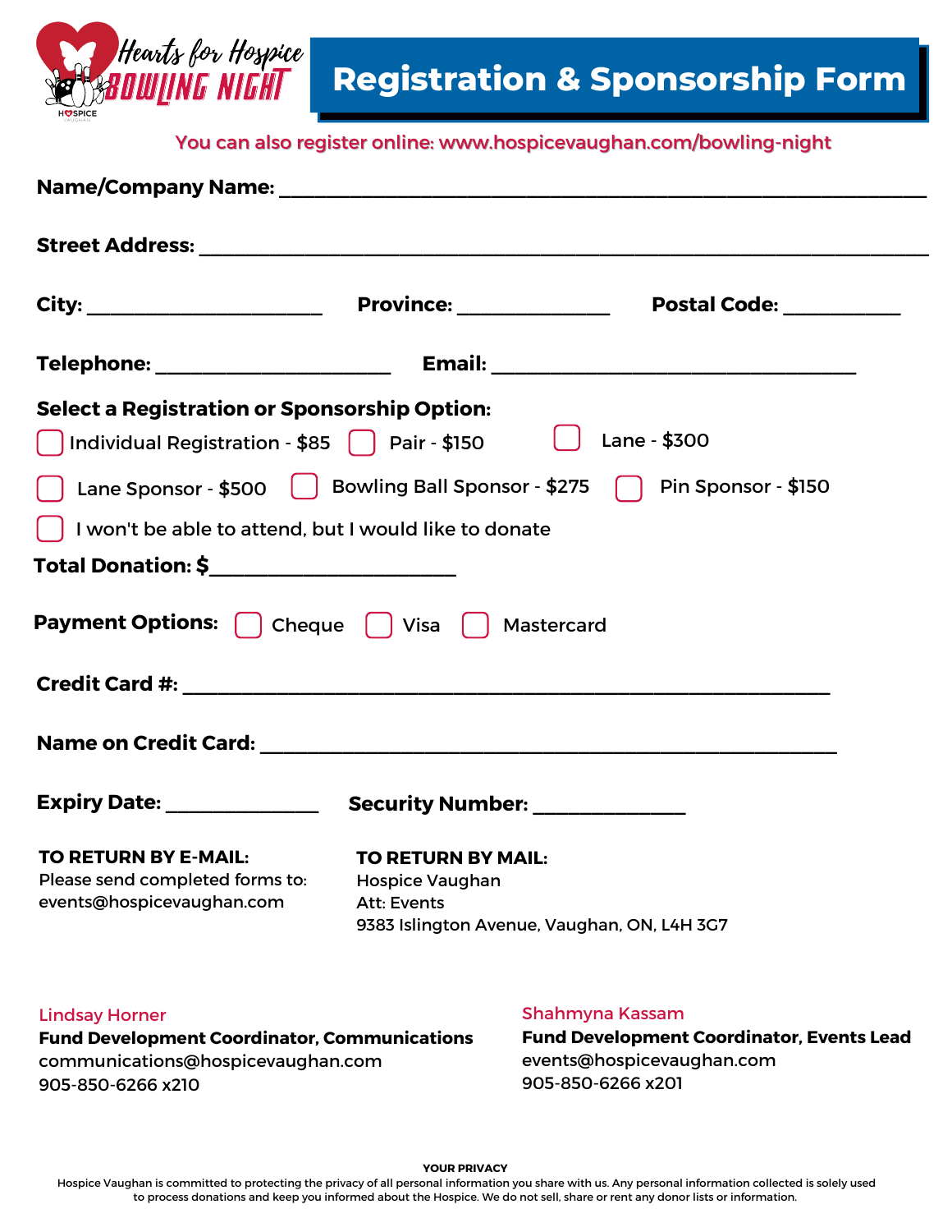Hearts for Hospice BOWLING NIGHT

HOSPICE VAUGHAN

# Registration & Sponsorship Form

You can also register online: www.hospicevaughan.com/bowling-night

**Name/Company Name:** ______________________________________________

**Street Address:** ______________________________________________

**City:** ____________________ **Province:** ______________ **Postal Code:** __________

**Telephone:** ____________________ **Email:** ______________________________

**Select a Registration or Sponsorship Option:**

☐ Individual Registration - $85 ☐ Pair - $150 ☐ Lane - $300

☐ Lane Sponsor - $500 ☐ Bowling Ball Sponsor - $275 ☐ Pin Sponsor - $150

☐ I won't be able to attend, but I would like to donate

**Total Donation: $**____________________

**Payment Options:** ☐ Cheque ☐ Visa ☐ Mastercard

**Credit Card #:** ______________________________________________

**Name on Credit Card:** ______________________________________________

**Expiry Date:** ______________ **Security Number:** ______________

**TO RETURN BY E-MAIL:**
Please send completed forms to:
events@hospicevaughan.com

**TO RETURN BY MAIL:**
Hospice Vaughan
Att: Events
9383 Islington Avenue, Vaughan, ON, L4H 3G7

Lindsay Horner
**Fund Development Coordinator, Communications**
communications@hospicevaughan.com
905-850-6266 x210

Shahmyna Kassam
**Fund Development Coordinator, Events Lead**
events@hospicevaughan.com
905-850-6266 x201

**YOUR PRIVACY**
Hospice Vaughan is committed to protecting the privacy of all personal information you share with us. Any personal information collected is solely used to process donations and keep you informed about the Hospice. We do not sell, share or rent any donor lists or information.